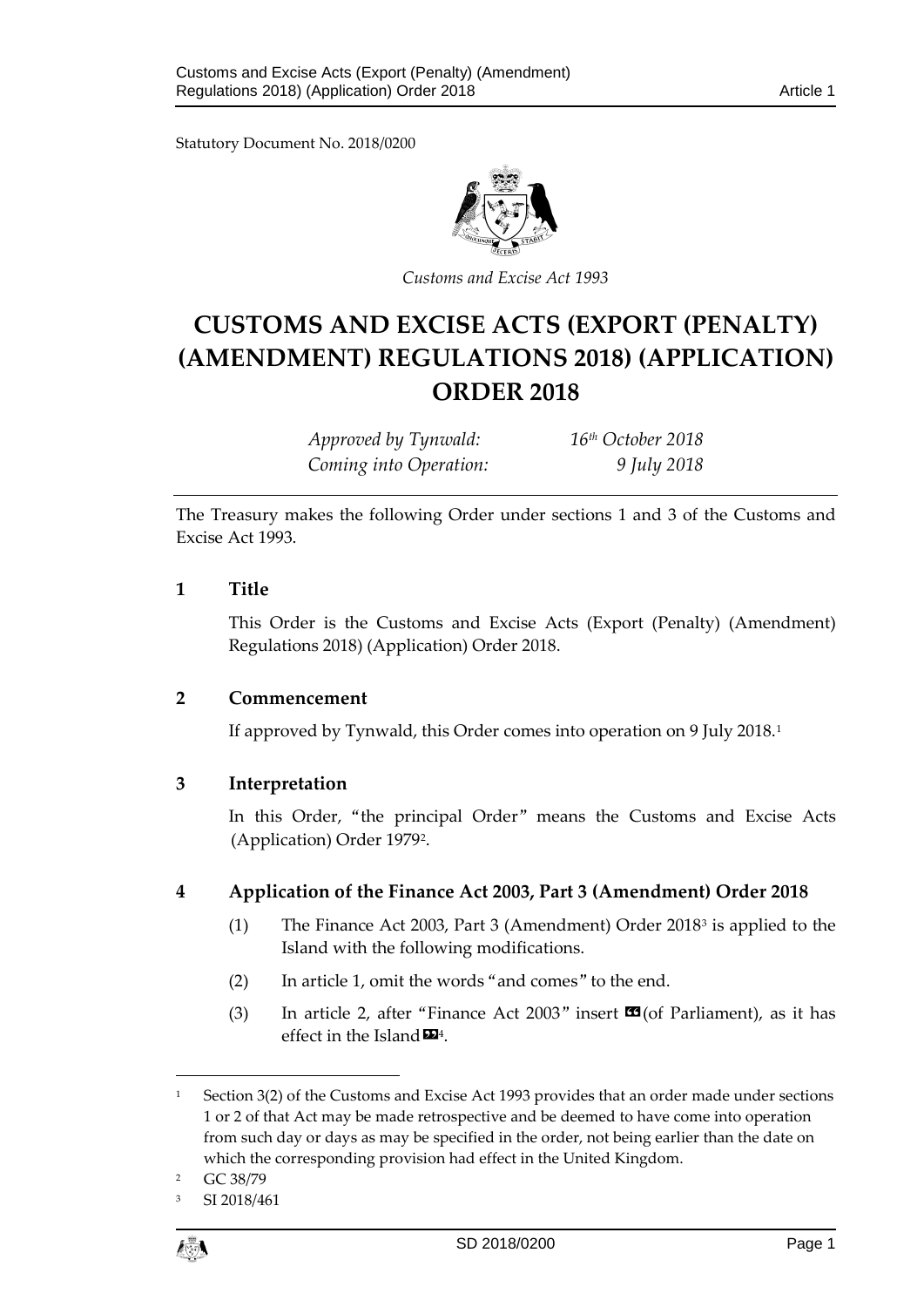Statutory Document No. 2018/0200

*Customs and Excise Act 1993*

# CUSTOMS AND EXCISE ACTS (EXPORT (PENALTY) (AMENDMENT) REGULATIONS 2018) (APPLICATION) ORDER 2018

| | |
|---|---|
| *Approved by Tynwald:* | *16th October 2018* |
| *Coming into Operation:* | *9 July 2018* |

The Treasury makes the following Order under sections 1 and 3 of the Customs and Excise Act 1993.

## 1 Title

This Order is the Customs and Excise Acts (Export (Penalty) (Amendment) Regulations 2018) (Application) Order 2018.

## 2 Commencement

If approved by Tynwald, this Order comes into operation on 9 July 2018.[1]

## 3 Interpretation

In this Order, "the principal Order" means the Customs and Excise Acts (Application) Order 1979[2].

## 4 Application of the Finance Act 2003, Part 3 (Amendment) Order 2018

(1) The Finance Act 2003, Part 3 (Amendment) Order 2018[3] is applied to the Island with the following modifications.

(2) In article 1, omit the words "and comes" to the end.

(3) In article 2, after "Finance Act 2003" insert «(of Parliament), as it has effect in the Island»[4].

---

[1] Section 3(2) of the Customs and Excise Act 1993 provides that an order made under sections 1 or 2 of that Act may be made retrospective and be deemed to have come into operation from such day or days as may be specified in the order, not being earlier than the date on which the corresponding provision had effect in the United Kingdom.

[2] GC 38/79

[3] SI 2018/461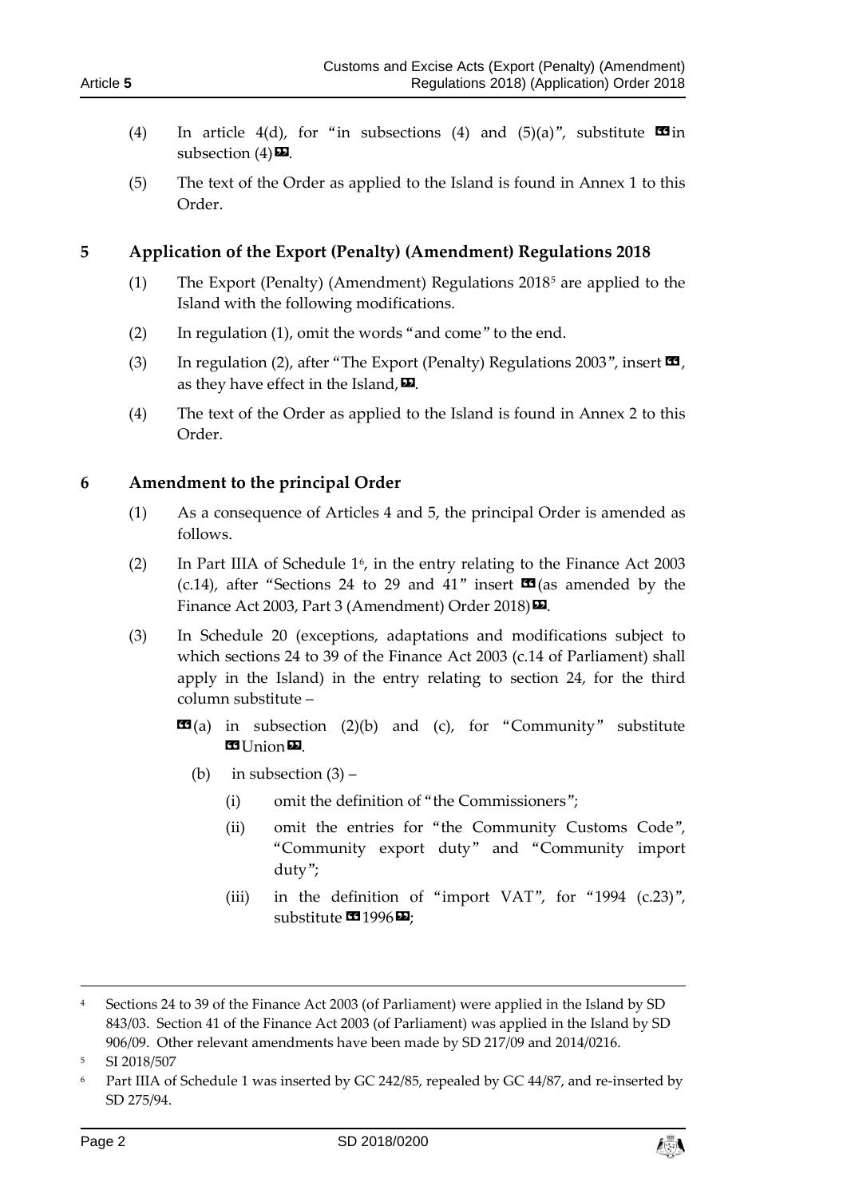(4) In article 4(d), for "in subsections (4) and (5)(a)", substitute «in subsection (4)».

(5) The text of the Order as applied to the Island is found in Annex 1 to this Order.

## 5 Application of the Export (Penalty) (Amendment) Regulations 2018

(1) The Export (Penalty) (Amendment) Regulations 2018[5] are applied to the Island with the following modifications.

(2) In regulation (1), omit the words "and come" to the end.

(3) In regulation (2), after "The Export (Penalty) Regulations 2003", insert «, as they have effect in the Island,».

(4) The text of the Order as applied to the Island is found in Annex 2 to this Order.

## 6 Amendment to the principal Order

(1) As a consequence of Articles 4 and 5, the principal Order is amended as follows.

(2) In Part IIIA of Schedule 1[6], in the entry relating to the Finance Act 2003 (c.14), after "Sections 24 to 29 and 41" insert «(as amended by the Finance Act 2003, Part 3 (Amendment) Order 2018)».

(3) In Schedule 20 (exceptions, adaptations and modifications subject to which sections 24 to 39 of the Finance Act 2003 (c.14 of Parliament) shall apply in the Island) in the entry relating to section 24, for the third column substitute –

«(a) in subsection (2)(b) and (c), for "Community" substitute «Union».

(b) in subsection (3) –

(i) omit the definition of "the Commissioners";

(ii) omit the entries for "the Community Customs Code", "Community export duty" and "Community import duty";

(iii) in the definition of "import VAT", for "1994 (c.23)", substitute «1996»;

---

[4] Sections 24 to 39 of the Finance Act 2003 (of Parliament) were applied in the Island by SD 843/03. Section 41 of the Finance Act 2003 (of Parliament) was applied in the Island by SD 906/09. Other relevant amendments have been made by SD 217/09 and 2014/0216.

[5] SI 2018/507

[6] Part IIIA of Schedule 1 was inserted by GC 242/85, repealed by GC 44/87, and re-inserted by SD 275/94.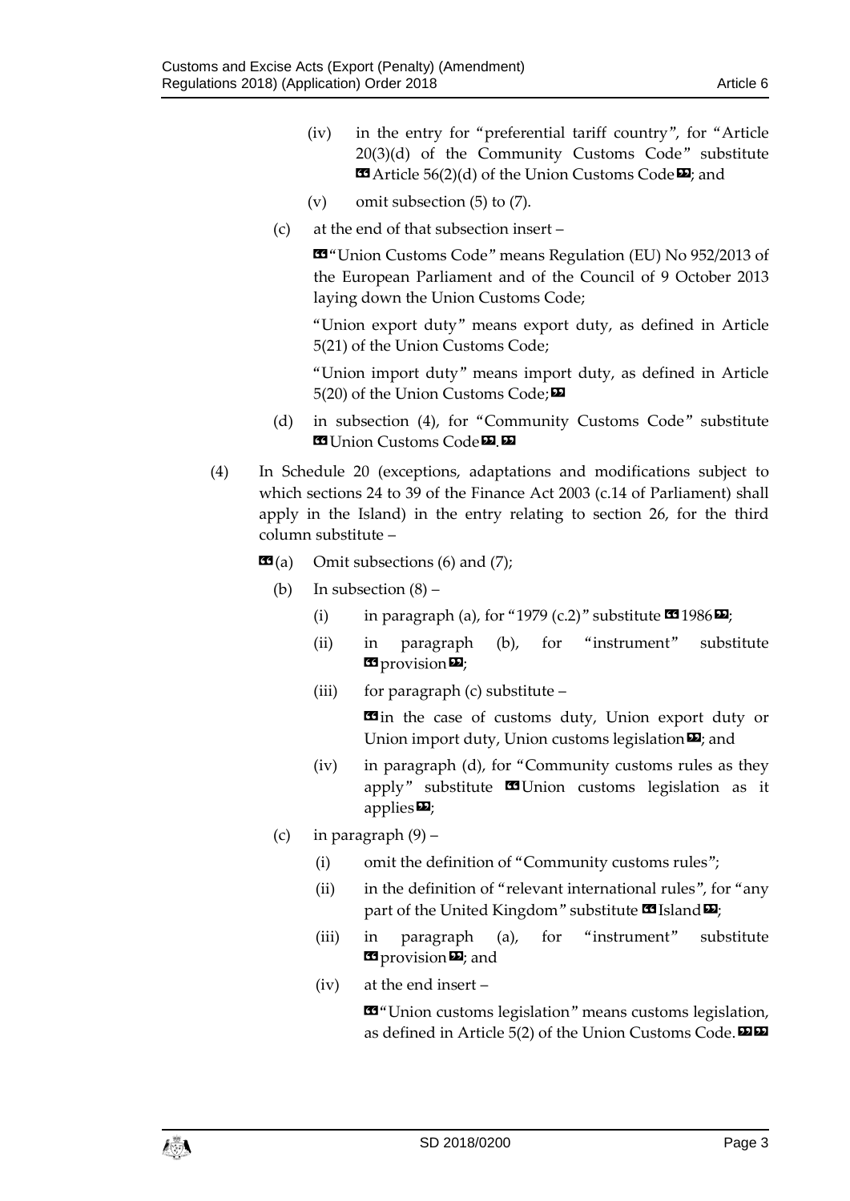(iv) in the entry for "preferential tariff country", for "Article 20(3)(d) of the Community Customs Code" substitute «Article 56(2)(d) of the Union Customs Code»; and

(v) omit subsection (5) to (7).

(c) at the end of that subsection insert –

«"Union Customs Code" means Regulation (EU) No 952/2013 of the European Parliament and of the Council of 9 October 2013 laying down the Union Customs Code;

"Union export duty" means export duty, as defined in Article 5(21) of the Union Customs Code;

"Union import duty" means import duty, as defined in Article 5(20) of the Union Customs Code;»

(d) in subsection (4), for "Community Customs Code" substitute «Union Customs Code».»

(4) In Schedule 20 (exceptions, adaptations and modifications subject to which sections 24 to 39 of the Finance Act 2003 (c.14 of Parliament) shall apply in the Island) in the entry relating to section 26, for the third column substitute –

«(a) Omit subsections (6) and (7);

(b) In subsection (8) –

(i) in paragraph (a), for "1979 (c.2)" substitute «1986»;

(ii) in paragraph (b), for "instrument" substitute «provision»;

(iii) for paragraph (c) substitute –

«in the case of customs duty, Union export duty or Union import duty, Union customs legislation»; and

(iv) in paragraph (d), for "Community customs rules as they apply" substitute «Union customs legislation as it applies»;

(c) in paragraph (9) –

(i) omit the definition of "Community customs rules";

(ii) in the definition of "relevant international rules", for "any part of the United Kingdom" substitute «Island»;

(iii) in paragraph (a), for "instrument" substitute «provision»; and

(iv) at the end insert –

«"Union customs legislation" means customs legislation, as defined in Article 5(2) of the Union Customs Code.»»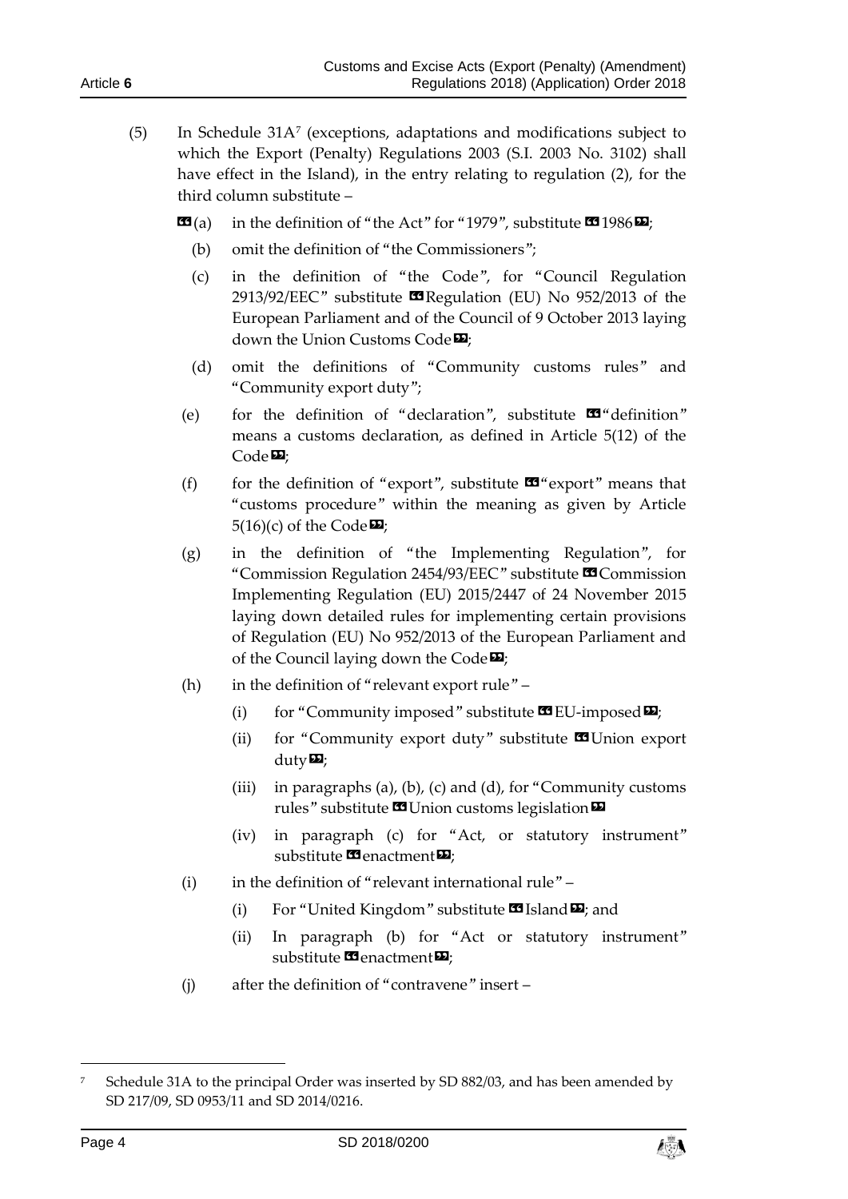(5) In Schedule 31A[7] (exceptions, adaptations and modifications subject to which the Export (Penalty) Regulations 2003 (S.I. 2003 No. 3102) shall have effect in the Island), in the entry relating to regulation (2), for the third column substitute –

«(a) in the definition of "the Act" for "1979", substitute «1986»;

(b) omit the definition of "the Commissioners";

(c) in the definition of "the Code", for "Council Regulation 2913/92/EEC" substitute «Regulation (EU) No 952/2013 of the European Parliament and of the Council of 9 October 2013 laying down the Union Customs Code»;

(d) omit the definitions of "Community customs rules" and "Community export duty";

(e) for the definition of "declaration", substitute «"definition" means a customs declaration, as defined in Article 5(12) of the Code»;

(f) for the definition of "export", substitute «"export" means that "customs procedure" within the meaning as given by Article 5(16)(c) of the Code»;

(g) in the definition of "the Implementing Regulation", for "Commission Regulation 2454/93/EEC" substitute «Commission Implementing Regulation (EU) 2015/2447 of 24 November 2015 laying down detailed rules for implementing certain provisions of Regulation (EU) No 952/2013 of the European Parliament and of the Council laying down the Code»;

(h) in the definition of "relevant export rule" –

(i) for "Community imposed" substitute «EU-imposed»;

(ii) for "Community export duty" substitute «Union export duty»;

(iii) in paragraphs (a), (b), (c) and (d), for "Community customs rules" substitute «Union customs legislation»

(iv) in paragraph (c) for "Act, or statutory instrument" substitute «enactment»;

(i) in the definition of "relevant international rule" –

(i) For "United Kingdom" substitute «Island»; and

(ii) In paragraph (b) for "Act or statutory instrument" substitute «enactment»;

(j) after the definition of "contravene" insert –

---

[7] Schedule 31A to the principal Order was inserted by SD 882/03, and has been amended by SD 217/09, SD 0953/11 and SD 2014/0216.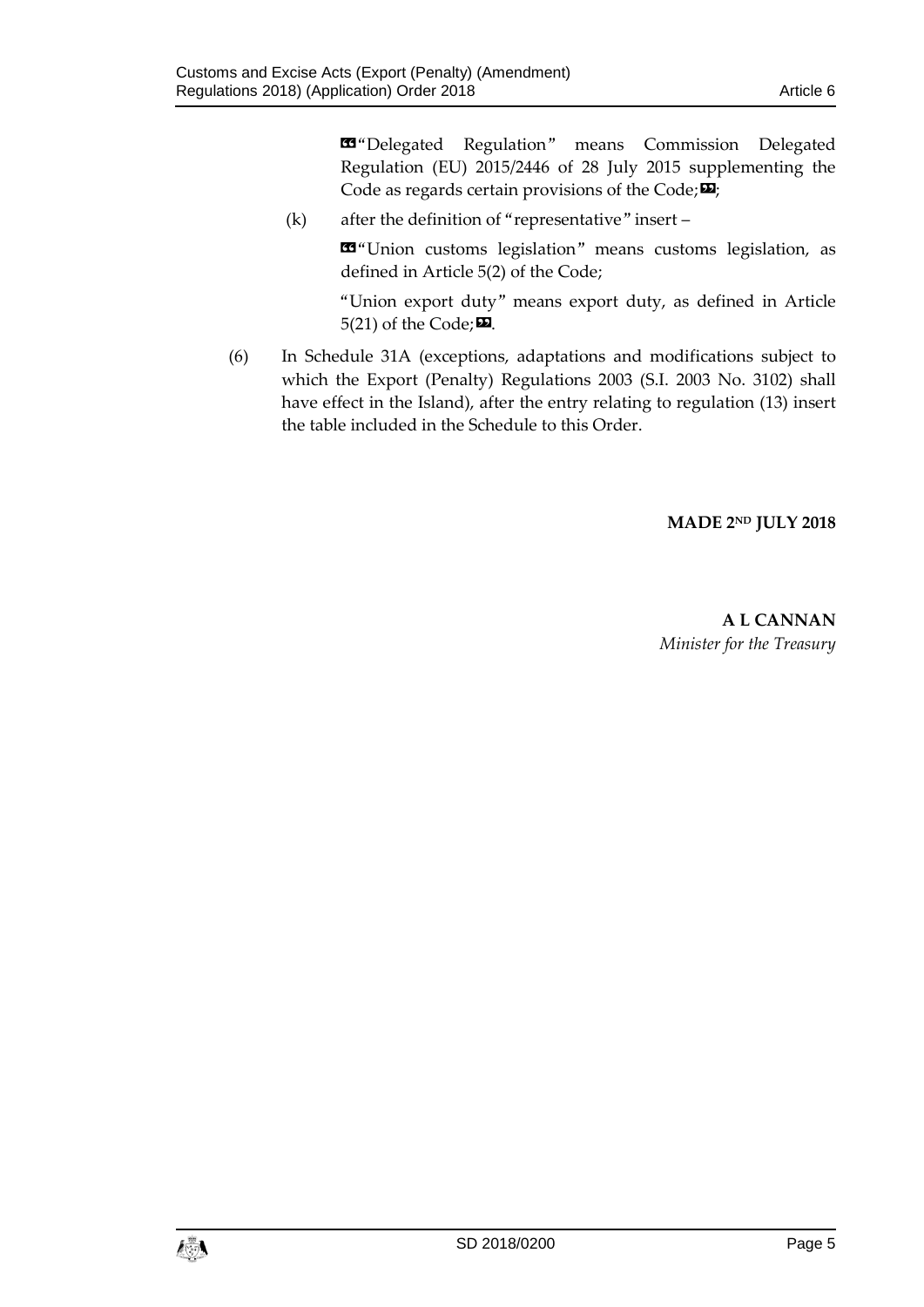«"Delegated Regulation" means Commission Delegated Regulation (EU) 2015/2446 of 28 July 2015 supplementing the Code as regards certain provisions of the Code;»;

(k) after the definition of "representative" insert –

«"Union customs legislation" means customs legislation, as defined in Article 5(2) of the Code;

"Union export duty" means export duty, as defined in Article 5(21) of the Code;».

(6) In Schedule 31A (exceptions, adaptations and modifications subject to which the Export (Penalty) Regulations 2003 (S.I. 2003 No. 3102) shall have effect in the Island), after the entry relating to regulation (13) insert the table included in the Schedule to this Order.

**MADE 2ND JULY 2018**

**A L CANNAN**
*Minister for the Treasury*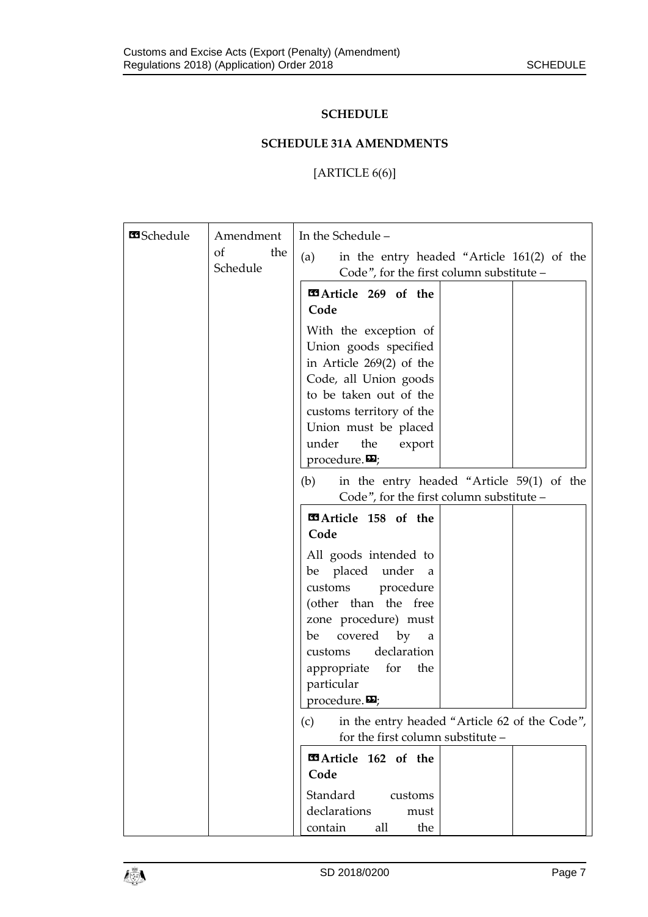**SCHEDULE**

**SCHEDULE 31A AMENDMENTS**

[ARTICLE 6(6)]

| «Schedule | Amendment of the Schedule | In the Schedule – (a) in the entry headed "Article 161(2) of the Code", for the first column substitute – «**Article 269 of the Code** With the exception of Union goods specified in Article 269(2) of the Code, all Union goods to be taken out of the customs territory of the Union must be placed under the export procedure.»; (b) in the entry headed "Article 59(1) of the Code", for the first column substitute – «**Article 158 of the Code** All goods intended to be placed under a customs procedure (other than the free zone procedure) must be covered by a customs declaration appropriate for the particular procedure.»; (c) in the entry headed "Article 62 of the Code", for the first column substitute – «**Article 162 of the Code** Standard customs declarations must contain all the |
|---|---|---|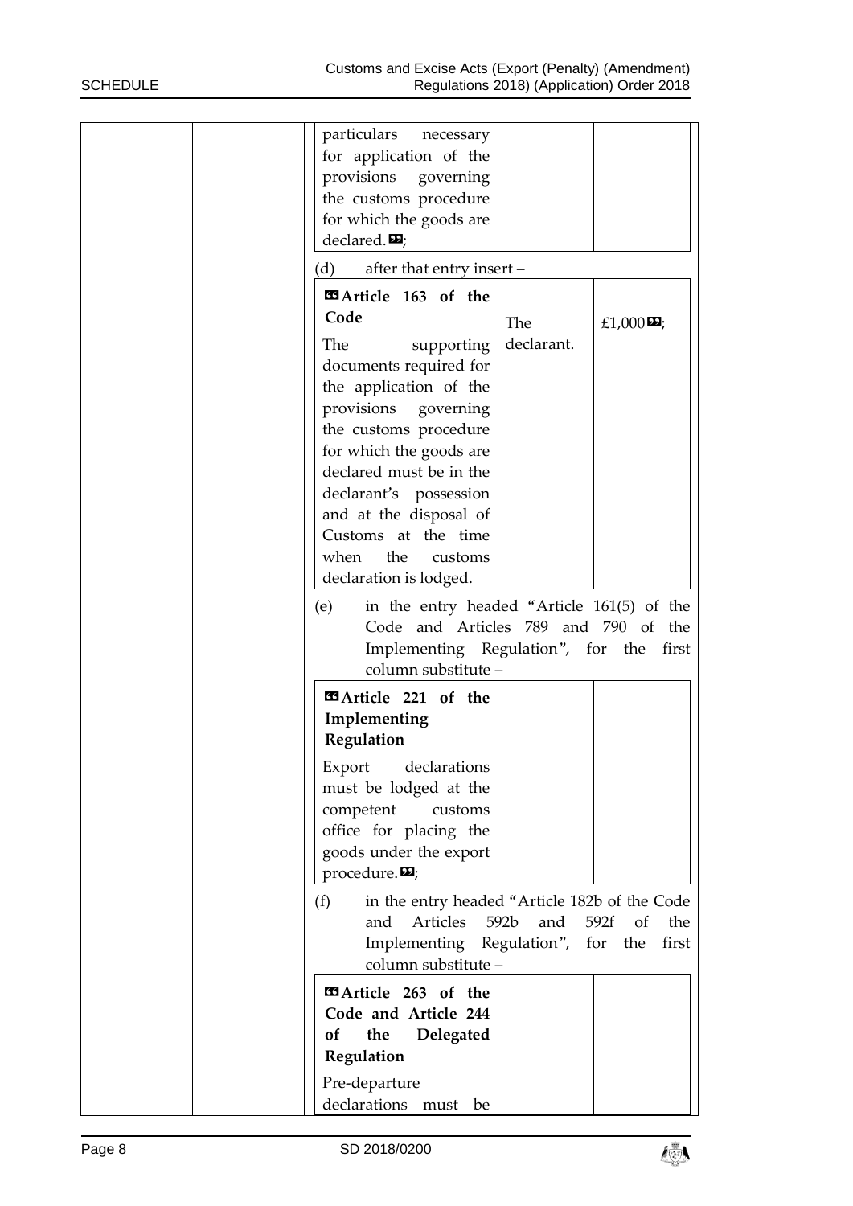| | | particulars necessary for application of the provisions governing the customs procedure for which the goods are declared.»; | | |
|---|---|---|---|---|

(d) after that entry insert –

| **«Article 163 of the Code** The supporting documents required for the application of the provisions governing the customs procedure for which the goods are declared must be in the declarant's possession and at the disposal of Customs at the time when the customs declaration is lodged. | The declarant. | £1,000»; |
|---|---|---|

(e) in the entry headed "Article 161(5) of the Code and Articles 789 and 790 of the Implementing Regulation", for the first column substitute –

| **«Article 221 of the Implementing Regulation** Export declarations must be lodged at the competent customs office for placing the goods under the export procedure.»; | | |
|---|---|---|

(f) in the entry headed "Article 182b of the Code and Articles 592b and 592f of the Implementing Regulation", for the first column substitute –

| **«Article 263 of the Code and Article 244 of the Delegated Regulation** Pre-departure declarations must be | | |
|---|---|---|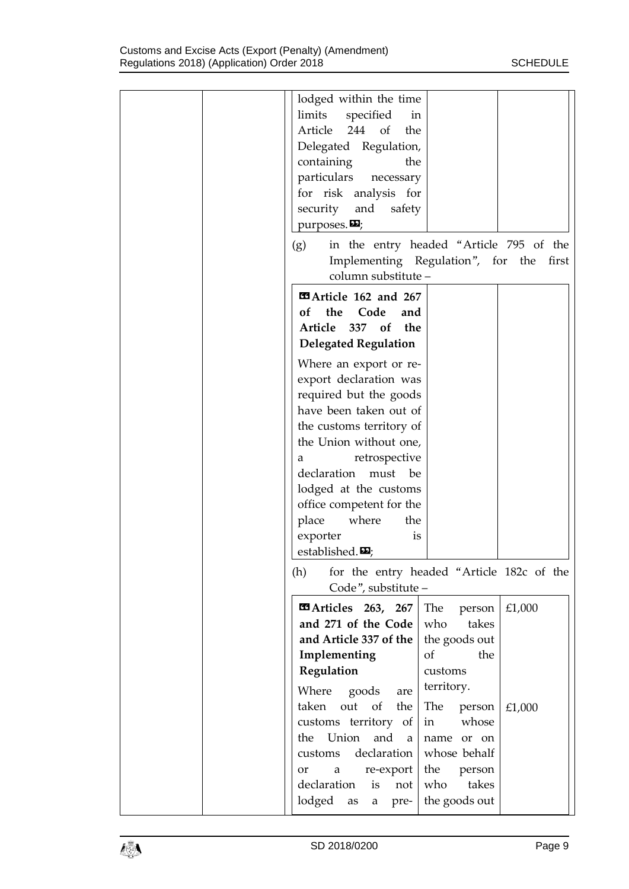| | | lodged within the time limits specified in Article 244 of the Delegated Regulation, containing the particulars necessary for risk analysis for security and safety purposes.»; | | |
|---|---|---|---|---|

(g) in the entry headed "Article 795 of the Implementing Regulation", for the first column substitute –

| | | |
|---|---|---|
| «**Article 162 and 267 of the Code and Article 337 of the Delegated Regulation**<br><br>Where an export or re-export declaration was required but the goods have been taken out of the customs territory of the Union without one, a retrospective declaration must be lodged at the customs office competent for the place where the exporter is established.»; | | |

(h) for the entry headed "Article 182c of the Code", substitute –

| | | |
|---|---|---|
| «**Articles 263, 267 and 271 of the Code and Article 337 of the Implementing Regulation**<br><br>Where goods are taken out of the customs territory of the Union and a customs declaration or a re-export declaration is not lodged as a pre- | The person who takes the goods out of the customs territory. | £1,000 |
| | The person in whose name or on whose behalf the person who takes the goods out | £1,000 |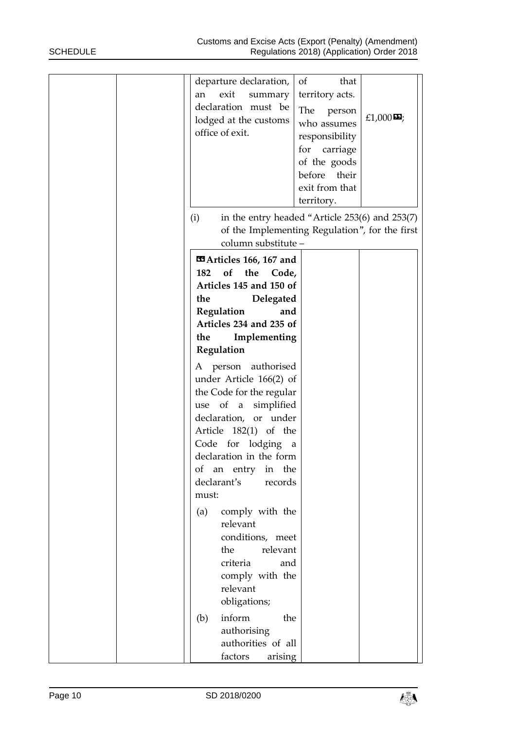| | | departure declaration, an exit summary declaration must be lodged at the customs office of exit. | of that territory acts. The person who assumes responsibility for carriage of the goods before their exit from that territory. | £1,000»; |
|---|---|---|---|---|

(i) in the entry headed "Article 253(6) and 253(7) of the Implementing Regulation", for the first column substitute –

| **«Articles 166, 167 and 182 of the Code, Articles 145 and 150 of the Delegated Regulation and Articles 234 and 235 of the Implementing Regulation** | | |
|---|---|---|
| A person authorised under Article 166(2) of the Code for the regular use of a simplified declaration, or under Article 182(1) of the Code for lodging a declaration in the form of an entry in the declarant's records must: (a) comply with the relevant conditions, meet the relevant criteria and comply with the relevant obligations; (b) inform the authorising authorities of all factors arising | | |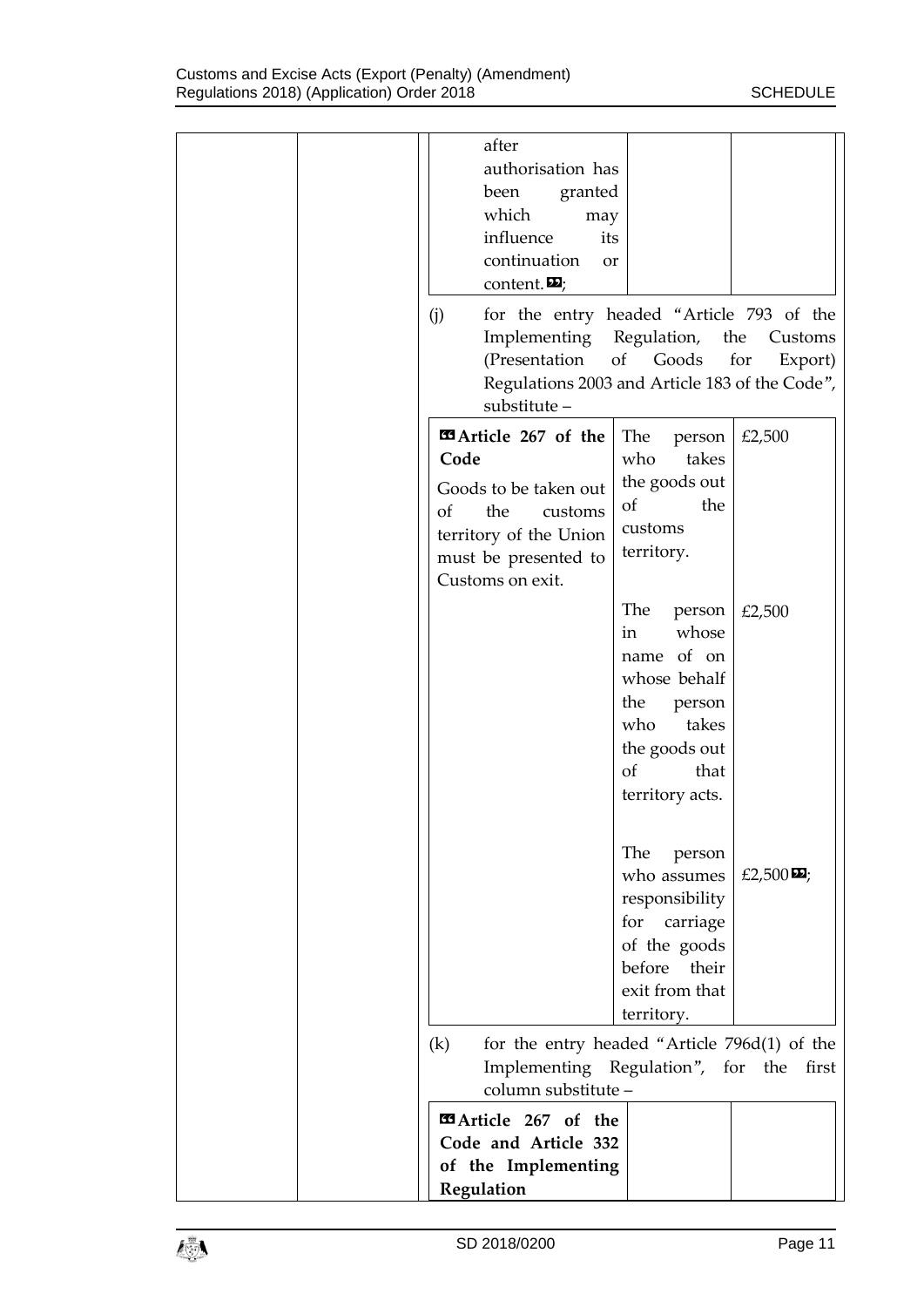| | | |
|---|---|---|
| after authorisation has been granted which may influence its continuation or content.»; | | |

(j) for the entry headed "Article 793 of the Implementing Regulation, the Customs (Presentation of Goods for Export) Regulations 2003 and Article 183 of the Code", substitute –

| | | |
|---|---|---|
| «**Article 267 of the Code**<br><br>Goods to be taken out of the customs territory of the Union must be presented to Customs on exit. | The person who takes the goods out of the customs territory. | £2,500 |
| | The person in whose name of on whose behalf the person who takes the goods out of that territory acts. | £2,500 |
| | The person who assumes responsibility for carriage of the goods before their exit from that territory. | £2,500»; |

(k) for the entry headed "Article 796d(1) of the Implementing Regulation", for the first column substitute –

| | | |
|---|---|---|
| «**Article 267 of the Code and Article 332 of the Implementing Regulation** | | |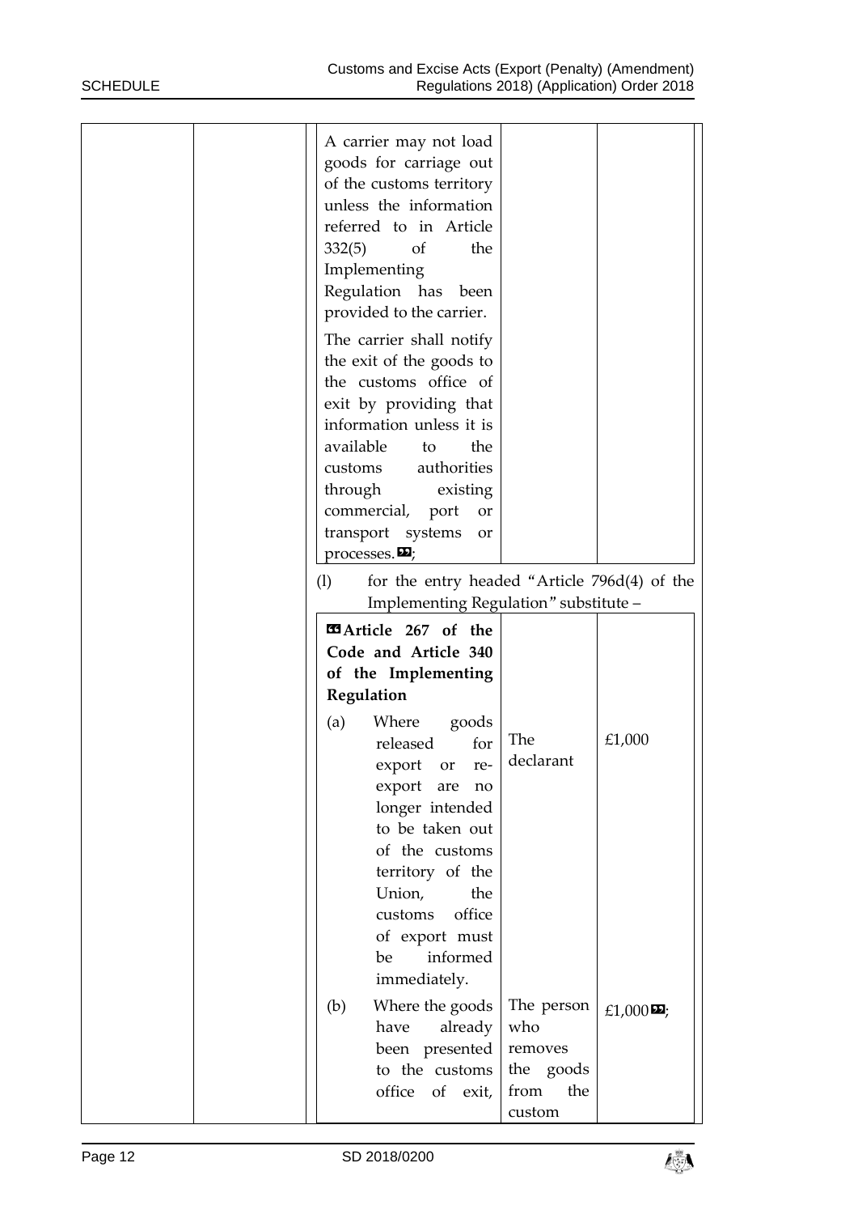| | | A carrier may not load goods for carriage out of the customs territory unless the information referred to in Article 332(5) of the Implementing Regulation has been provided to the carrier.<br><br>The carrier shall notify the exit of the goods to the customs office of exit by providing that information unless it is available to the customs authorities through existing commercial, port or transport systems or processes.»; | | |
|---|---|---|---|---|

(l) for the entry headed "Article 796d(4) of the Implementing Regulation" substitute –

| | | |
|---|---|---|
| «**Article 267 of the Code and Article 340 of the Implementing Regulation** | | |
| (a) Where goods released for export or re-export are no longer intended to be taken out of the customs territory of the Union, the customs office of export must be informed immediately. | The declarant | £1,000 |
| (b) Where the goods have already been presented to the customs office of exit, | The person who removes the goods from the custom | £1,000»; |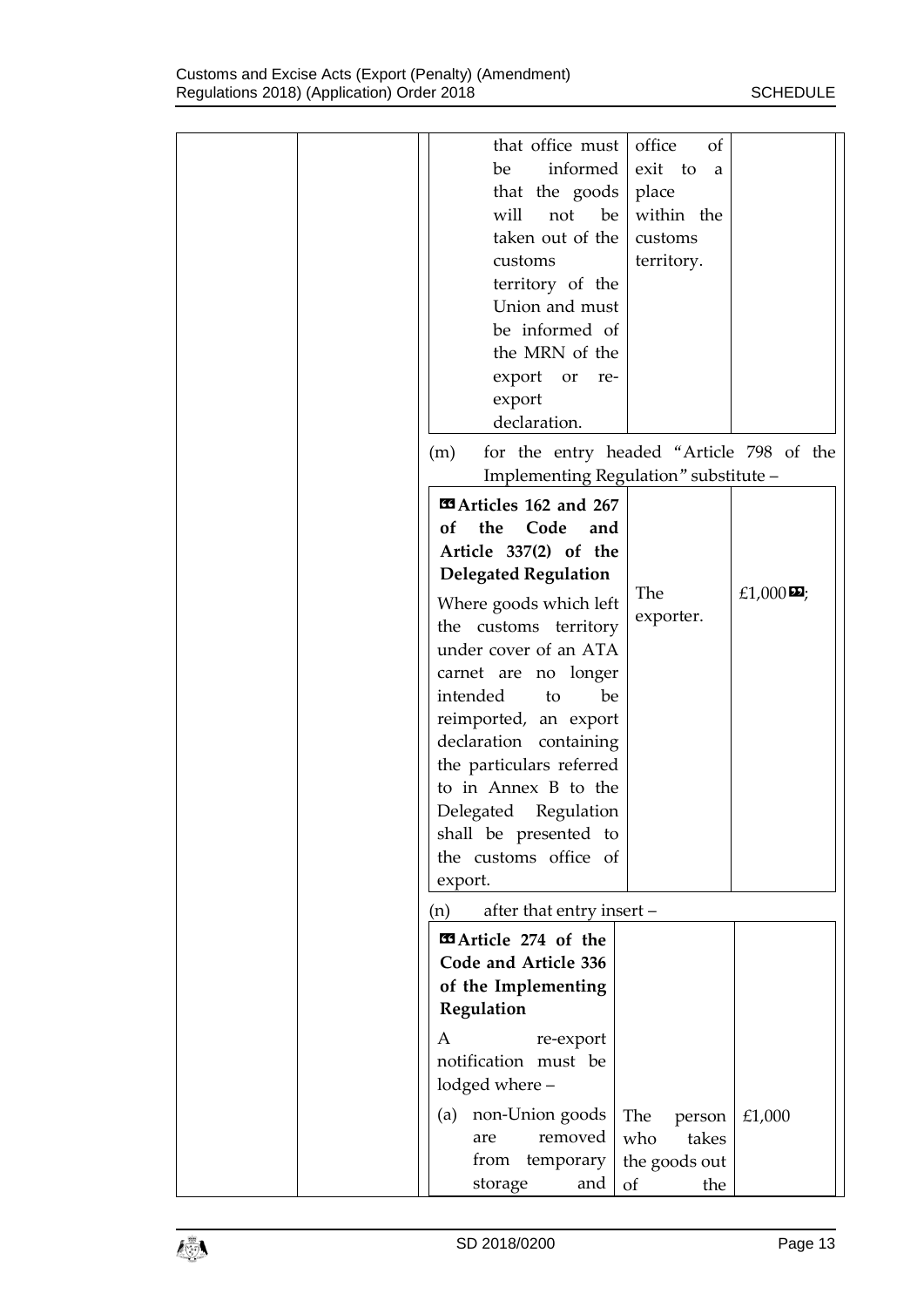| | |
|---|---|
| that office must be informed that the goods will not be taken out of the customs territory of the Union and must be informed of the MRN of the export or re-export declaration. | office of exit to a place within the customs territory. |

(m) for the entry headed "Article 798 of the Implementing Regulation" substitute –

| | | |
|---|---|---|
| "**Articles 162 and 267 of the Code and Article 337(2) of the Delegated Regulation**<br><br>Where goods which left the customs territory under cover of an ATA carnet are no longer intended to be reimported, an export declaration containing the particulars referred to in Annex B to the Delegated Regulation shall be presented to the customs office of export. | The exporter. | £1,000"; |

(n) after that entry insert –

| | | |
|---|---|---|
| "**Article 274 of the Code and Article 336 of the Implementing Regulation**<br><br>A re-export notification must be lodged where –<br><br>(a) non-Union goods are removed from temporary storage and | The person who takes the goods out of the | £1,000 |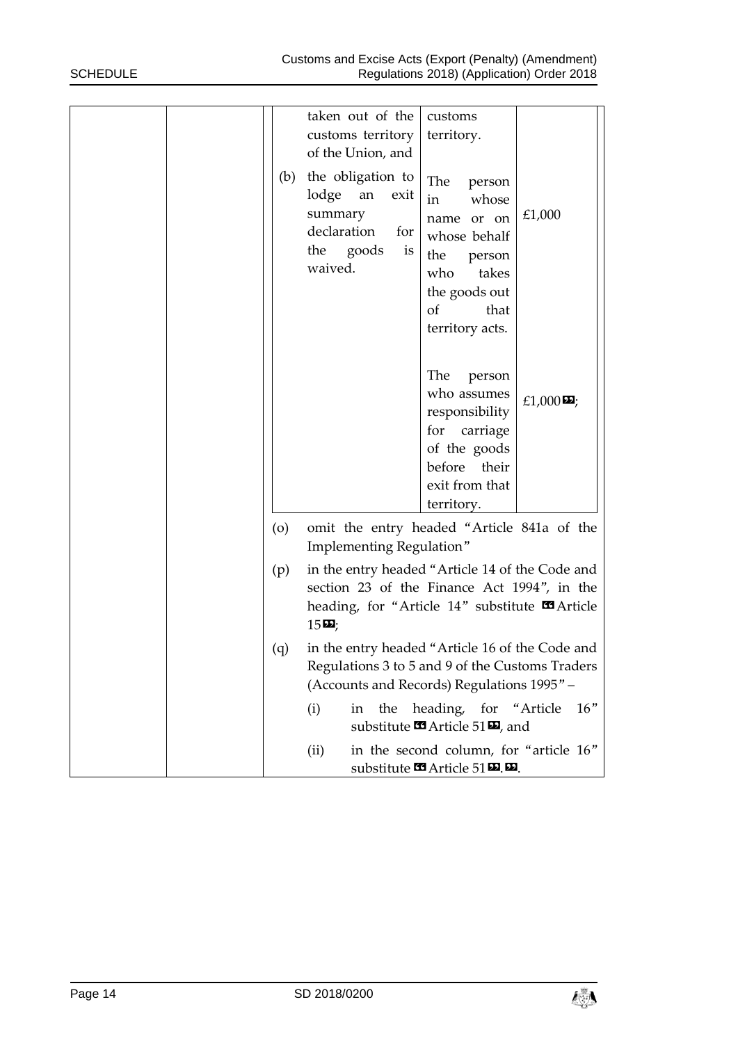| | | taken out of the customs territory of the Union, and | customs territory. | |
|---|---|---|---|---|
| | | (b) the obligation to lodge an exit summary declaration for the goods is waived. | The person in whose name or on whose behalf the person who takes the goods out of that territory acts. | £1,000 |
| | | | The person who assumes responsibility for carriage of the goods before their exit from that territory. | £1,000”; |

(o) omit the entry headed “Article 841a of the Implementing Regulation”

(p) in the entry headed “Article 14 of the Code and section 23 of the Finance Act 1994”, in the heading, for “Article 14” substitute “Article 15”;

(q) in the entry headed “Article 16 of the Code and Regulations 3 to 5 and 9 of the Customs Traders (Accounts and Records) Regulations 1995” –

(i) in the heading, for “Article 16” substitute “Article 51”, and

(ii) in the second column, for “article 16” substitute “Article 51”.”.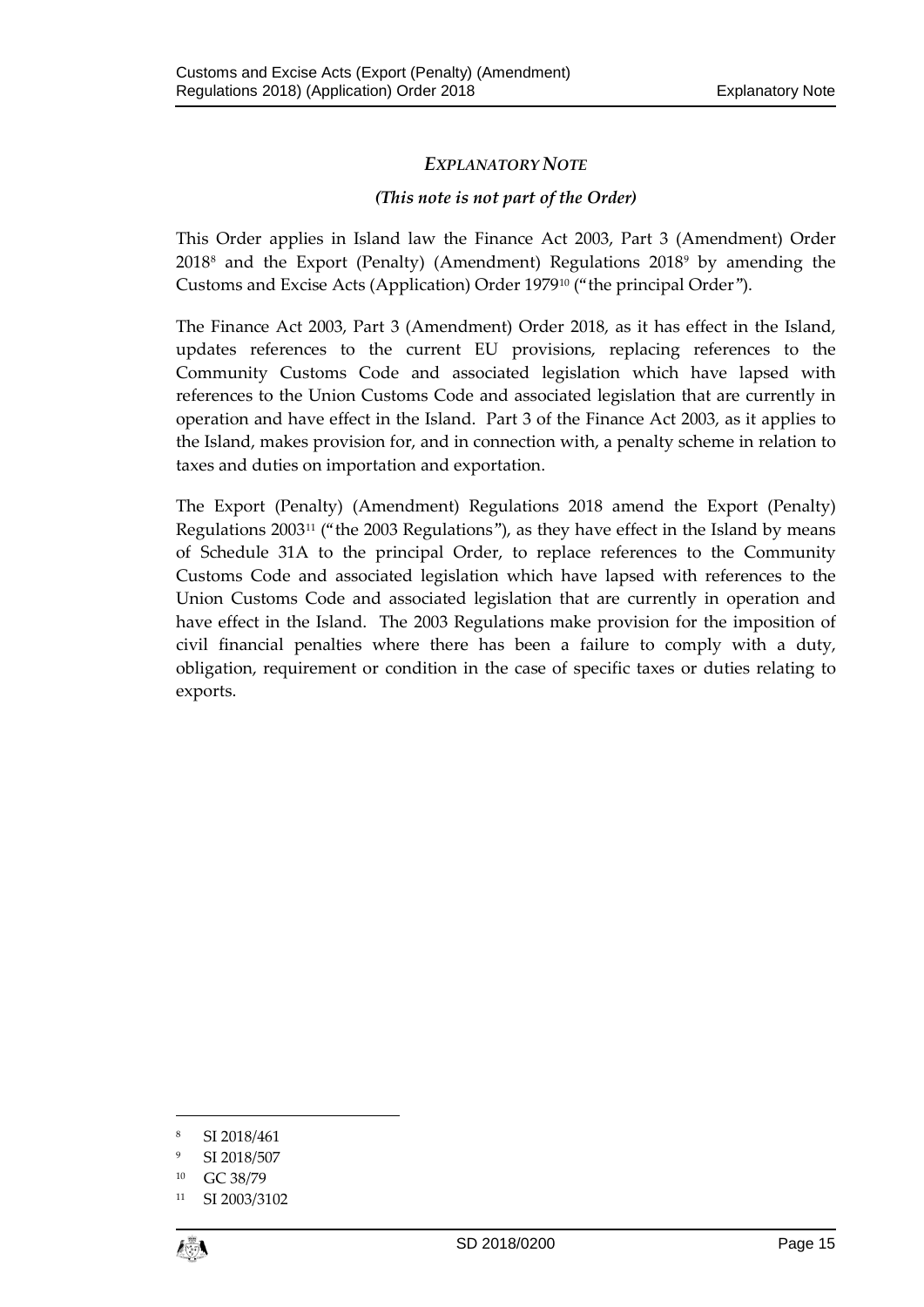## *EXPLANATORY NOTE*

***(This note is not part of the Order)***

This Order applies in Island law the Finance Act 2003, Part 3 (Amendment) Order 2018[8] and the Export (Penalty) (Amendment) Regulations 2018[9] by amending the Customs and Excise Acts (Application) Order 1979[10] ("the principal Order").

The Finance Act 2003, Part 3 (Amendment) Order 2018, as it has effect in the Island, updates references to the current EU provisions, replacing references to the Community Customs Code and associated legislation which have lapsed with references to the Union Customs Code and associated legislation that are currently in operation and have effect in the Island. Part 3 of the Finance Act 2003, as it applies to the Island, makes provision for, and in connection with, a penalty scheme in relation to taxes and duties on importation and exportation.

The Export (Penalty) (Amendment) Regulations 2018 amend the Export (Penalty) Regulations 2003[11] ("the 2003 Regulations"), as they have effect in the Island by means of Schedule 31A to the principal Order, to replace references to the Community Customs Code and associated legislation which have lapsed with references to the Union Customs Code and associated legislation that are currently in operation and have effect in the Island. The 2003 Regulations make provision for the imposition of civil financial penalties where there has been a failure to comply with a duty, obligation, requirement or condition in the case of specific taxes or duties relating to exports.

---

[8] SI 2018/461

[9] SI 2018/507

[10] GC 38/79

[11] SI 2003/3102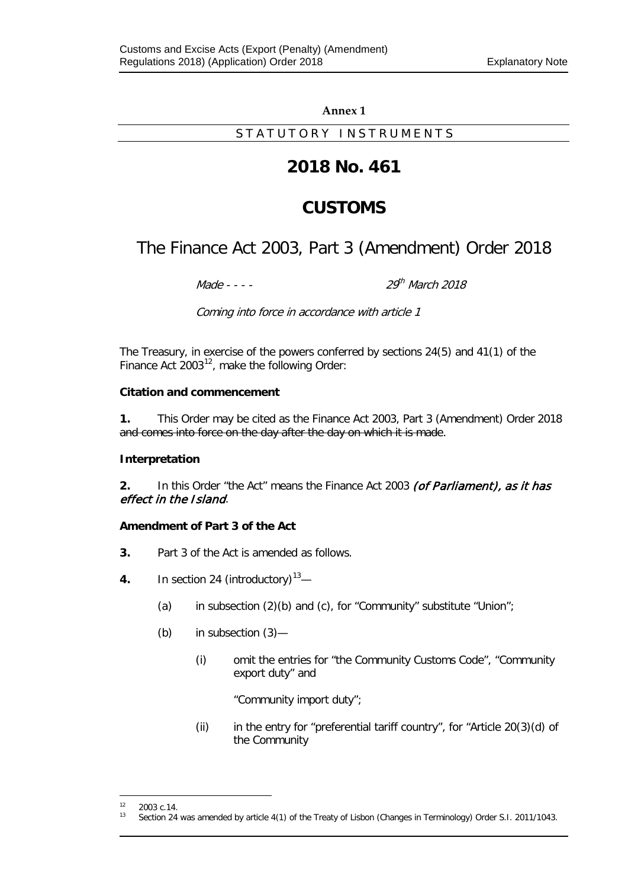**Annex 1**

STATUTORY INSTRUMENTS

# 2018 No. 461

# CUSTOMS

## The Finance Act 2003, Part 3 (Amendment) Order 2018

*Made - - - - 29th March 2018*

*Coming into force in accordance with article 1*

The Treasury, in exercise of the powers conferred by sections 24(5) and 41(1) of the Finance Act 2003[12], make the following Order:

**Citation and commencement**

**1.** This Order may be cited as the Finance Act 2003, Part 3 (Amendment) Order 2018 ~~and comes into force on the day after the day on which it is made~~.

**Interpretation**

**2.** In this Order "the Act" means the Finance Act 2003 ***(of Parliament), as it has effect in the Island***.

**Amendment of Part 3 of the Act**

**3.** Part 3 of the Act is amended as follows.

**4.** In section 24 (introductory)[13]—

(a) in subsection (2)(b) and (c), for "Community" substitute "Union";

(b) in subsection (3)—

(i) omit the entries for "the Community Customs Code", "Community export duty" and

"Community import duty";

(ii) in the entry for "preferential tariff country", for "Article 20(3)(d) of the Community

---

[12] 2003 c.14.

[13] Section 24 was amended by article 4(1) of the Treaty of Lisbon (Changes in Terminology) Order S.I. 2011/1043.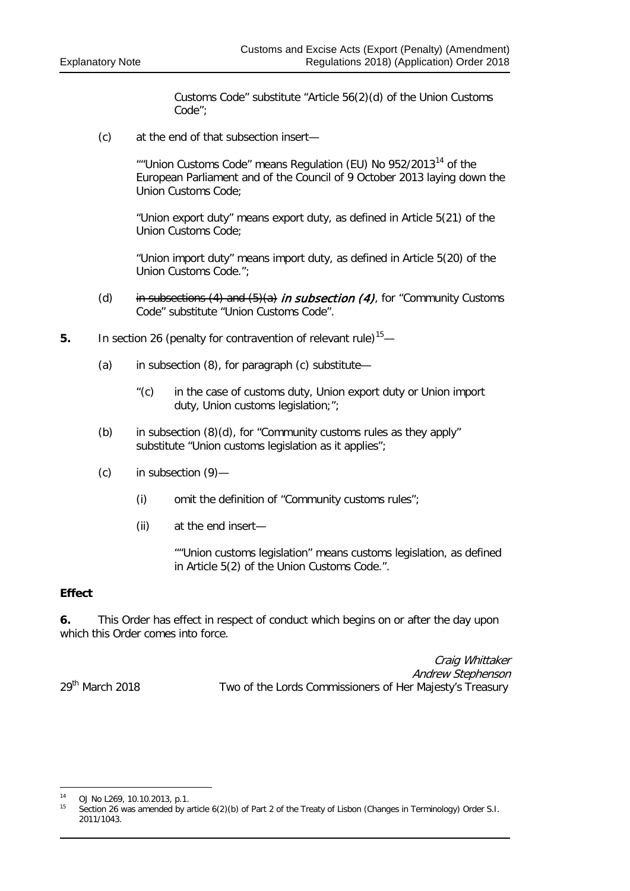Customs Code" substitute "Article 56(2)(d) of the Union Customs Code";

(c) at the end of that subsection insert—

""Union Customs Code" means Regulation (EU) No 952/2013[14] of the European Parliament and of the Council of 9 October 2013 laying down the Union Customs Code;

"Union export duty" means export duty, as defined in Article 5(21) of the Union Customs Code;

"Union import duty" means import duty, as defined in Article 5(20) of the Union Customs Code.";

(d) ~~in subsections (4) and (5)(a)~~ *in subsection (4)*, for "Community Customs Code" substitute "Union Customs Code".

**5.** In section 26 (penalty for contravention of relevant rule)[15]—

(a) in subsection (8), for paragraph (c) substitute—

"(c) in the case of customs duty, Union export duty or Union import duty, Union customs legislation;";

(b) in subsection (8)(d), for "Community customs rules as they apply" substitute "Union customs legislation as it applies";

(c) in subsection (9)—

(i) omit the definition of "Community customs rules";

(ii) at the end insert—

""Union customs legislation" means customs legislation, as defined in Article 5(2) of the Union Customs Code.".

**Effect**

**6.** This Order has effect in respect of conduct which begins on or after the day upon which this Order comes into force.

*Craig Whittaker*
*Andrew Stephenson*
29th March 2018 Two of the Lords Commissioners of Her Majesty's Treasury

[14] OJ No L269, 10.10.2013, p.1.
[15] Section 26 was amended by article 6(2)(b) of Part 2 of the Treaty of Lisbon (Changes in Terminology) Order S.I. 2011/1043.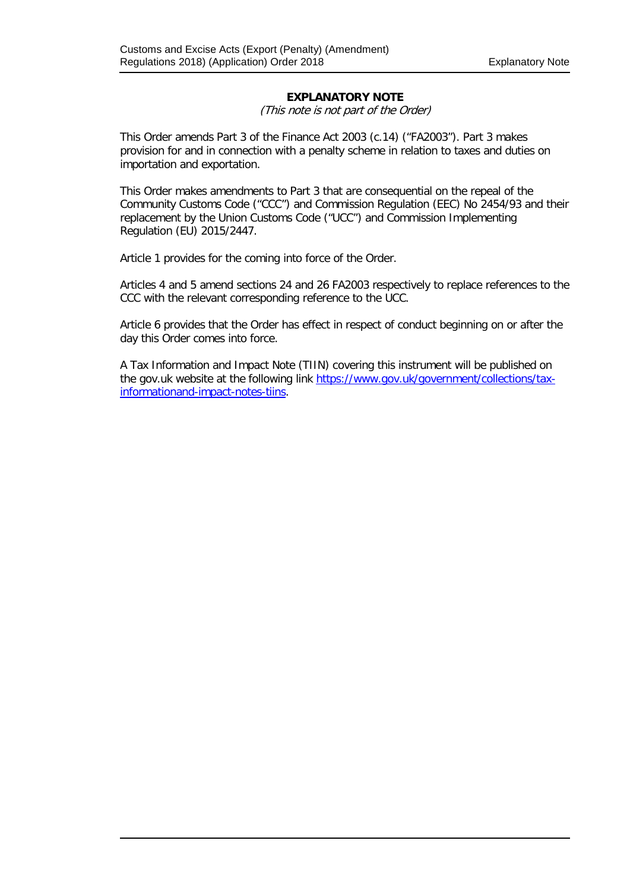## EXPLANATORY NOTE

*(This note is not part of the Order)*

This Order amends Part 3 of the Finance Act 2003 (c.14) ("FA2003"). Part 3 makes provision for and in connection with a penalty scheme in relation to taxes and duties on importation and exportation.

This Order makes amendments to Part 3 that are consequential on the repeal of the Community Customs Code ("CCC") and Commission Regulation (EEC) No 2454/93 and their replacement by the Union Customs Code ("UCC") and Commission Implementing Regulation (EU) 2015/2447.

Article 1 provides for the coming into force of the Order.

Articles 4 and 5 amend sections 24 and 26 FA2003 respectively to replace references to the CCC with the relevant corresponding reference to the UCC.

Article 6 provides that the Order has effect in respect of conduct beginning on or after the day this Order comes into force.

A Tax Information and Impact Note (TIIN) covering this instrument will be published on the gov.uk website at the following link [https://www.gov.uk/government/collections/tax-informationand-impact-notes-tiins](https://www.gov.uk/government/collections/tax-informationand-impact-notes-tiins).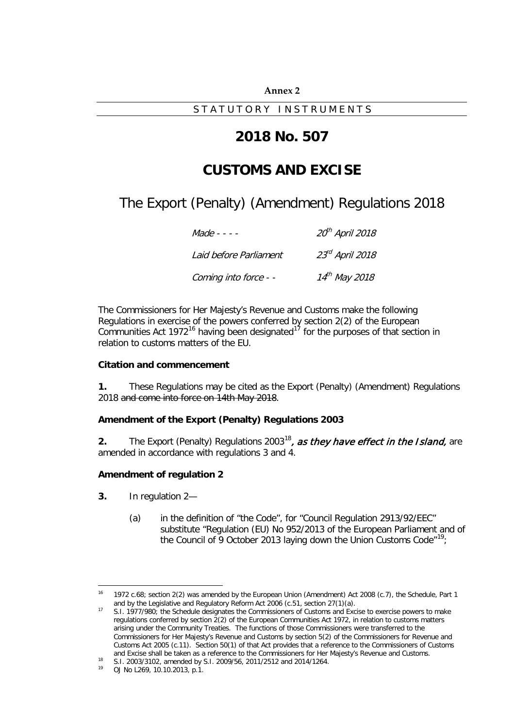**Annex 2**

STATUTORY INSTRUMENTS

# 2018 No. 507

# CUSTOMS AND EXCISE

## The Export (Penalty) (Amendment) Regulations 2018

| | |
|---|---|
| *Made - - - -* | *20th April 2018* |
| *Laid before Parliament* | *23rd April 2018* |
| *Coming into force - -* | *14th May 2018* |

The Commissioners for Her Majesty's Revenue and Customs make the following Regulations in exercise of the powers conferred by section 2(2) of the European Communities Act 1972[16] having been designated[17] for the purposes of that section in relation to customs matters of the EU.

### Citation and commencement

**1.** These Regulations may be cited as the Export (Penalty) (Amendment) Regulations 2018 ~~and come into force on 14th May 2018~~.

### Amendment of the Export (Penalty) Regulations 2003

**2.** The Export (Penalty) Regulations 2003[18]*, as they have effect in the Island,* are amended in accordance with regulations 3 and 4.

### Amendment of regulation 2

**3.** In regulation 2—

(a) in the definition of "the Code", for "Council Regulation 2913/92/EEC" substitute "Regulation (EU) No 952/2013 of the European Parliament and of the Council of 9 October 2013 laying down the Union Customs Code"[19];

---

[16] 1972 c.68; section 2(2) was amended by the European Union (Amendment) Act 2008 (c.7), the Schedule, Part 1 and by the Legislative and Regulatory Reform Act 2006 (c.51, section 27(1)(a).

[17] S.I. 1977/980; the Schedule designates the Commissioners of Customs and Excise to exercise powers to make regulations conferred by section 2(2) of the European Communities Act 1972, in relation to customs matters arising under the Community Treaties. The functions of those Commissioners were transferred to the Commissioners for Her Majesty's Revenue and Customs by section 5(2) of the Commissioners for Revenue and Customs Act 2005 (c.11). Section 50(1) of that Act provides that a reference to the Commissioners of Customs and Excise shall be taken as a reference to the Commissioners for Her Majesty's Revenue and Customs.

[18] S.I. 2003/3102, amended by S.I. 2009/56, 2011/2512 and 2014/1264.

[19] OJ No L269, 10.10.2013, p.1.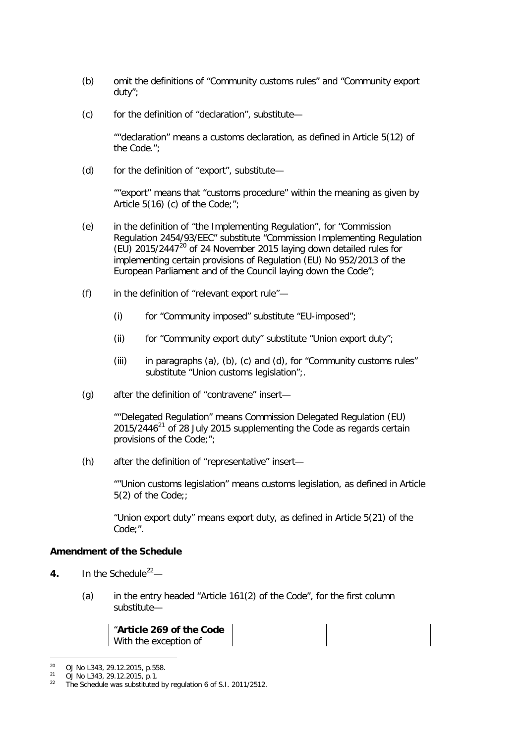(b) omit the definitions of "Community customs rules" and "Community export duty";

(c) for the definition of "declaration", substitute—

""declaration" means a customs declaration, as defined in Article 5(12) of the Code.";

(d) for the definition of "export", substitute—

""export" means that "customs procedure" within the meaning as given by Article 5(16) (c) of the Code;";

(e) in the definition of "the Implementing Regulation", for "Commission Regulation 2454/93/EEC" substitute "Commission Implementing Regulation (EU) 2015/2447[20] of 24 November 2015 laying down detailed rules for implementing certain provisions of Regulation (EU) No 952/2013 of the European Parliament and of the Council laying down the Code";

(f) in the definition of "relevant export rule"—

(i) for "Community imposed" substitute "EU-imposed";

(ii) for "Community export duty" substitute "Union export duty";

(iii) in paragraphs (a), (b), (c) and (d), for "Community customs rules" substitute "Union customs legislation";.

(g) after the definition of "contravene" insert—

""Delegated Regulation" means Commission Delegated Regulation (EU) 2015/2446[21] of 28 July 2015 supplementing the Code as regards certain provisions of the Code;";

(h) after the definition of "representative" insert—

""Union customs legislation" means customs legislation, as defined in Article 5(2) of the Code;;

"Union export duty" means export duty, as defined in Article 5(21) of the Code;".

**Amendment of the Schedule**

**4.** In the Schedule[22]—

(a) in the entry headed "Article 161(2) of the Code", for the first column substitute—

| "**Article 269 of the Code** With the exception of | | |
|---|---|---|

[20] OJ No L343, 29.12.2015, p.558.
[21] OJ No L343, 29.12.2015, p.1.
[22] The Schedule was substituted by regulation 6 of S.I. 2011/2512.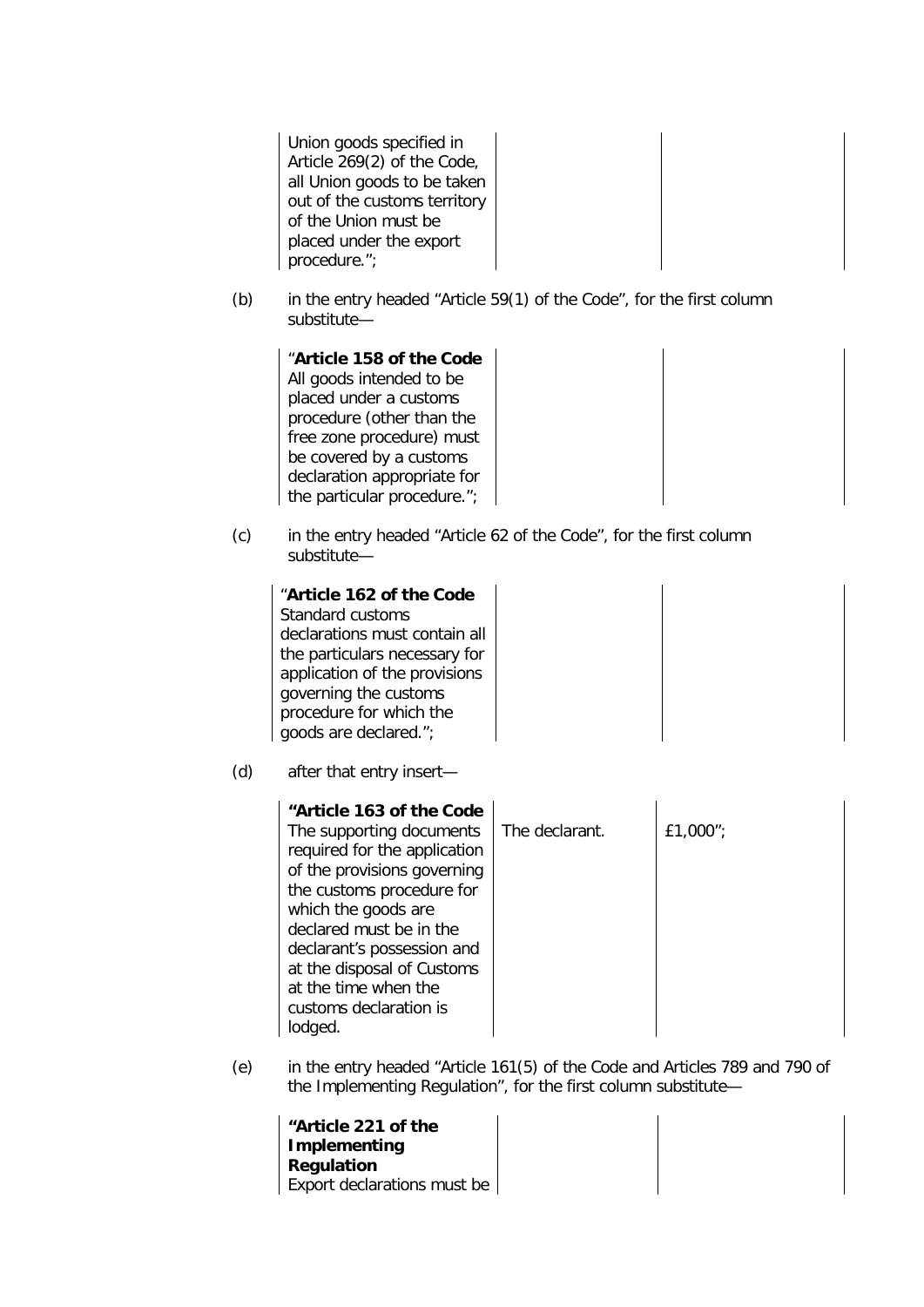| | | |
|---|---|---|
| Union goods specified in Article 269(2) of the Code, all Union goods to be taken out of the customs territory of the Union must be placed under the export procedure.”; | | |

(b) in the entry headed “Article 59(1) of the Code”, for the first column substitute—

| | | |
|---|---|---|
| “**Article 158 of the Code** All goods intended to be placed under a customs procedure (other than the free zone procedure) must be covered by a customs declaration appropriate for the particular procedure.”; | | |

(c) in the entry headed “Article 62 of the Code”, for the first column substitute—

| | | |
|---|---|---|
| “**Article 162 of the Code** Standard customs declarations must contain all the particulars necessary for application of the provisions governing the customs procedure for which the goods are declared.”; | | |

(d) after that entry insert—

| | | |
|---|---|---|
| **“Article 163 of the Code** The supporting documents required for the application of the provisions governing the customs procedure for which the goods are declared must be in the declarant’s possession and at the disposal of Customs at the time when the customs declaration is lodged. | The declarant. | £1,000”; |

(e) in the entry headed “Article 161(5) of the Code and Articles 789 and 790 of the Implementing Regulation”, for the first column substitute—

| | | |
|---|---|---|
| **“Article 221 of the Implementing Regulation** Export declarations must be | | |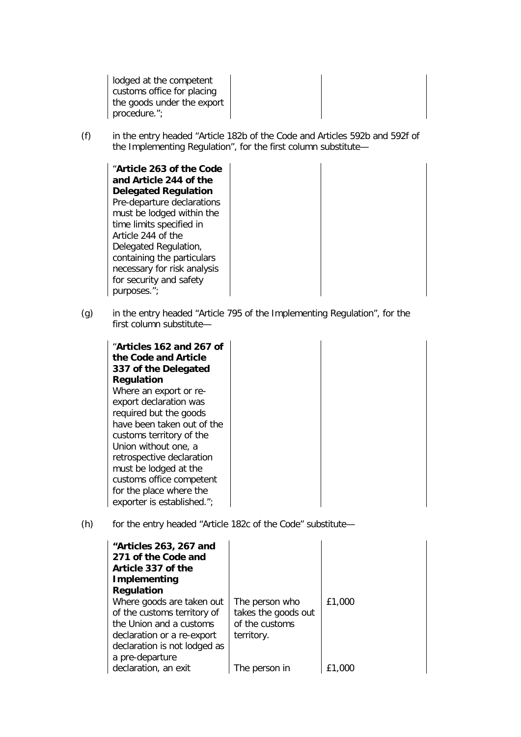| lodged at the competent customs office for placing the goods under the export procedure.”; | | |
|---|---|---|

(f) in the entry headed “Article 182b of the Code and Articles 592b and 592f of the Implementing Regulation”, for the first column substitute—

| “**Article 263 of the Code and Article 244 of the Delegated Regulation** Pre-departure declarations must be lodged within the time limits specified in Article 244 of the Delegated Regulation, containing the particulars necessary for risk analysis for security and safety purposes.”; | | |
|---|---|---|

(g) in the entry headed “Article 795 of the Implementing Regulation”, for the first column substitute—

| “**Articles 162 and 267 of the Code and Article 337 of the Delegated Regulation** Where an export or re-export declaration was required but the goods have been taken out of the customs territory of the Union without one, a retrospective declaration must be lodged at the customs office competent for the place where the exporter is established.”; | | |
|---|---|---|

(h) for the entry headed “Article 182c of the Code” substitute—

| **“Articles 263, 267 and 271 of the Code and Article 337 of the Implementing Regulation** | | |
|---|---|---|
| Where goods are taken out of the customs territory of the Union and a customs declaration or a re-export declaration is not lodged as a pre-departure | The person who takes the goods out of the customs territory. | £1,000 |
| declaration, an exit | The person in | £1,000 |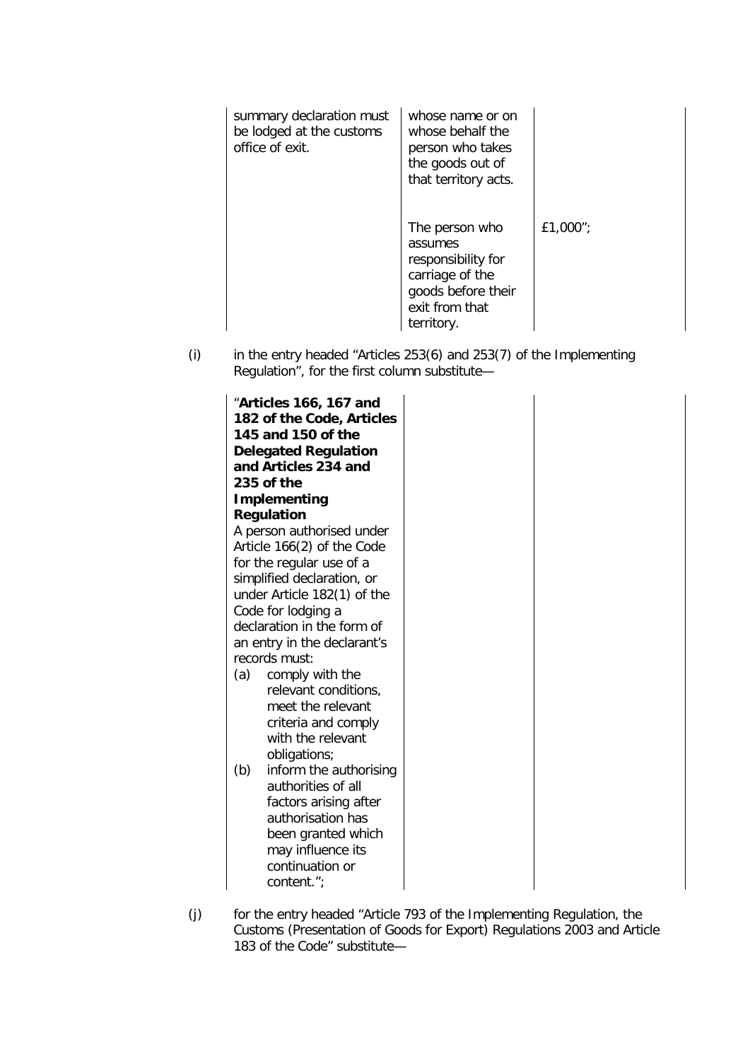| | | |
|---|---|---|
| summary declaration must be lodged at the customs office of exit. | whose name or on whose behalf the person who takes the goods out of that territory acts. | |
| | The person who assumes responsibility for carriage of the goods before their exit from that territory. | £1,000”; |

(i) in the entry headed “Articles 253(6) and 253(7) of the Implementing Regulation”, for the first column substitute—

| | | |
|---|---|---|
| “**Articles 166, 167 and 182 of the Code, Articles 145 and 150 of the Delegated Regulation and Articles 234 and 235 of the Implementing Regulation**<br>A person authorised under Article 166(2) of the Code for the regular use of a simplified declaration, or under Article 182(1) of the Code for lodging a declaration in the form of an entry in the declarant’s records must:<br>(a) comply with the relevant conditions, meet the relevant criteria and comply with the relevant obligations;<br>(b) inform the authorising authorities of all factors arising after authorisation has been granted which may influence its continuation or content.”; | | |

(j) for the entry headed “Article 793 of the Implementing Regulation, the Customs (Presentation of Goods for Export) Regulations 2003 and Article 183 of the Code” substitute—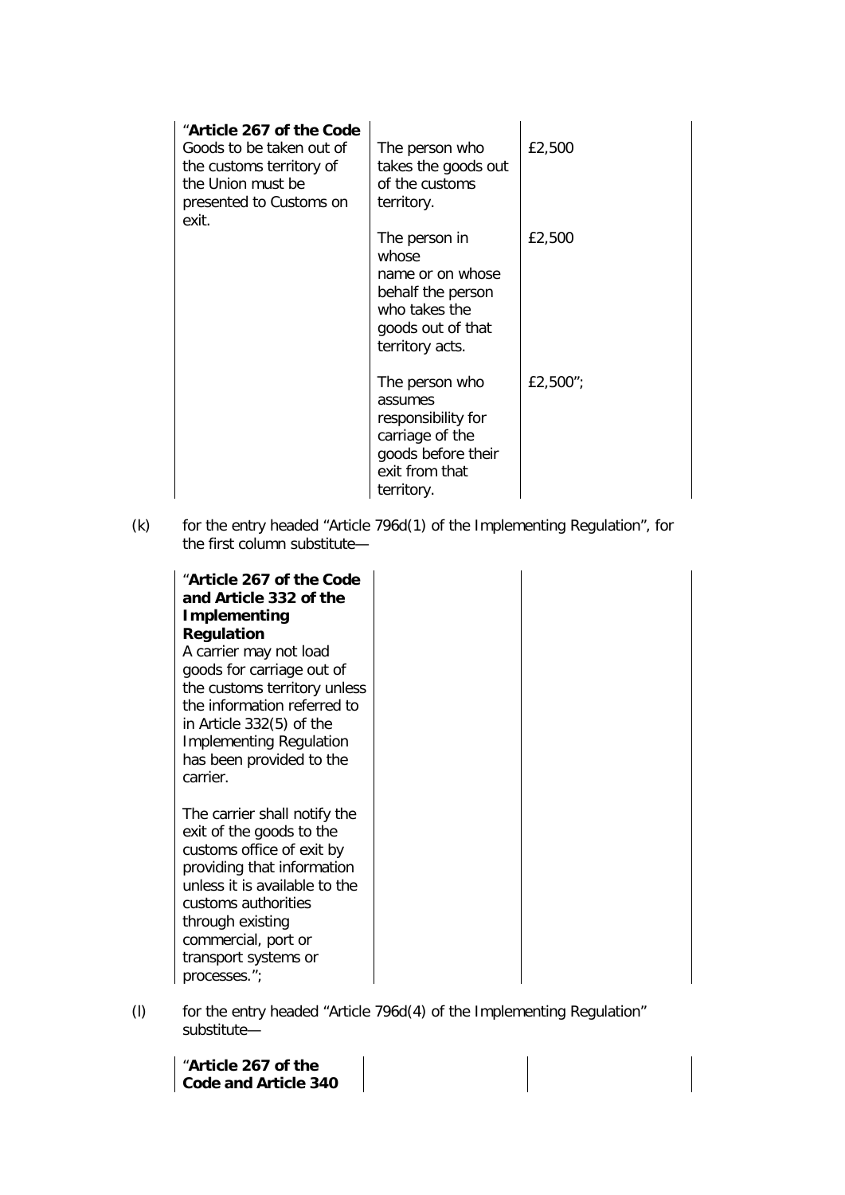| “**Article 267 of the Code** Goods to be taken out of the customs territory of the Union must be presented to Customs on exit. | The person who takes the goods out of the customs territory. | £2,500 |
|---|---|---|
| | The person in whose name or on whose behalf the person who takes the goods out of that territory acts. | £2,500 |
| | The person who assumes responsibility for carriage of the goods before their exit from that territory. | £2,500”; |

(k) for the entry headed “Article 796d(1) of the Implementing Regulation”, for the first column substitute—

| “**Article 267 of the Code and Article 332 of the Implementing Regulation** A carrier may not load goods for carriage out of the customs territory unless the information referred to in Article 332(5) of the Implementing Regulation has been provided to the carrier. The carrier shall notify the exit of the goods to the customs office of exit by providing that information unless it is available to the customs authorities through existing commercial, port or transport systems or processes.”; | | |
|---|---|---|

(l) for the entry headed “Article 796d(4) of the Implementing Regulation” substitute—

| “**Article 267 of the Code and Article 340** | | |
|---|---|---|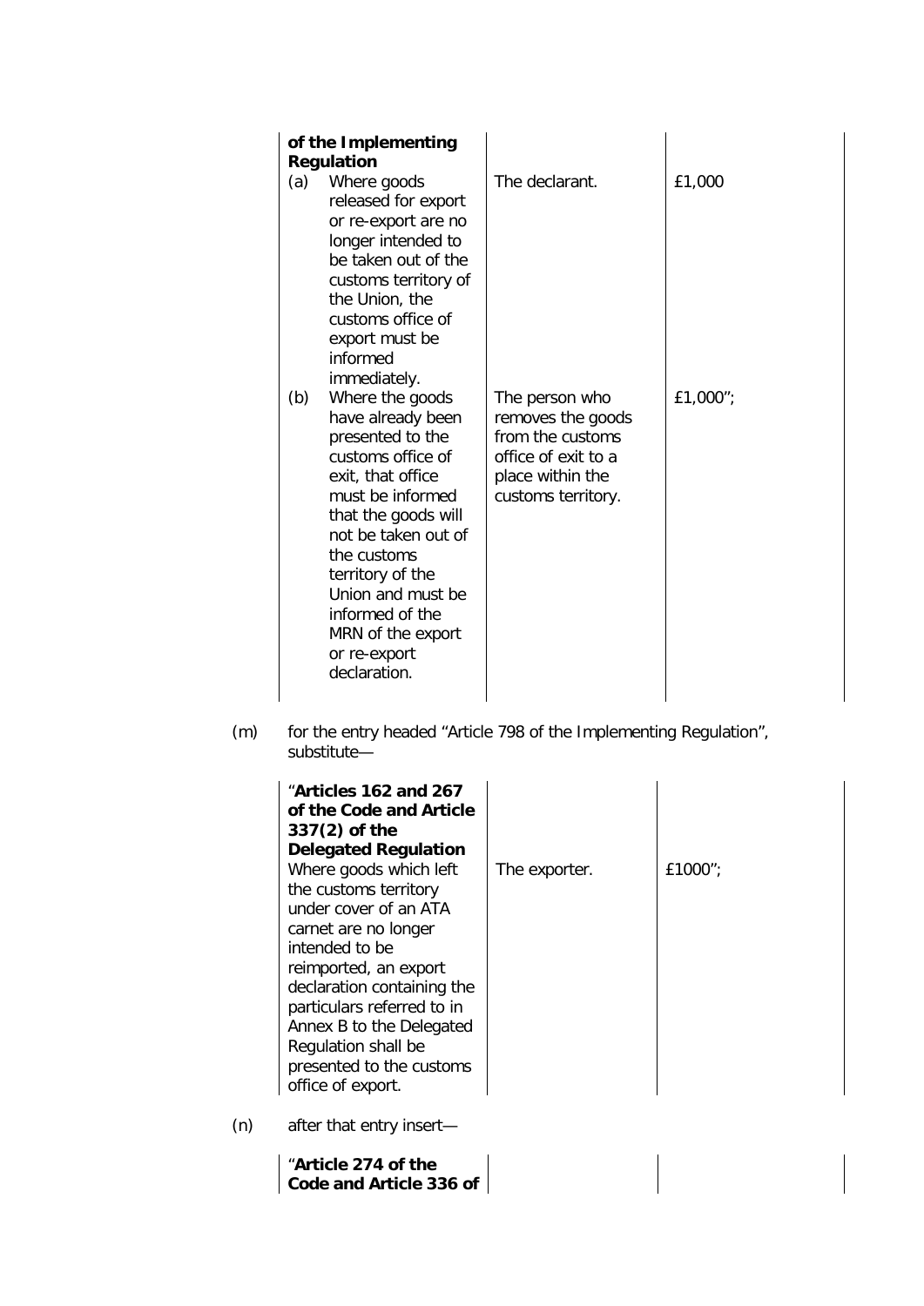| **of the Implementing Regulation** | | |
|---|---|---|
| (a) Where goods released for export or re-export are no longer intended to be taken out of the customs territory of the Union, the customs office of export must be informed immediately. | The declarant. | £1,000 |
| (b) Where the goods have already been presented to the customs office of exit, that office must be informed that the goods will not be taken out of the customs territory of the Union and must be informed of the MRN of the export or re-export declaration. | The person who removes the goods from the customs office of exit to a place within the customs territory. | £1,000”; |

(m) for the entry headed “Article 798 of the Implementing Regulation”, substitute—

| “**Articles 162 and 267 of the Code and Article 337(2) of the Delegated Regulation** Where goods which left the customs territory under cover of an ATA carnet are no longer intended to be reimported, an export declaration containing the particulars referred to in Annex B to the Delegated Regulation shall be presented to the customs office of export. | The exporter. | £1000”; |
|---|---|---|

(n) after that entry insert—

| “**Article 274 of the Code and Article 336 of** | | |
|---|---|---|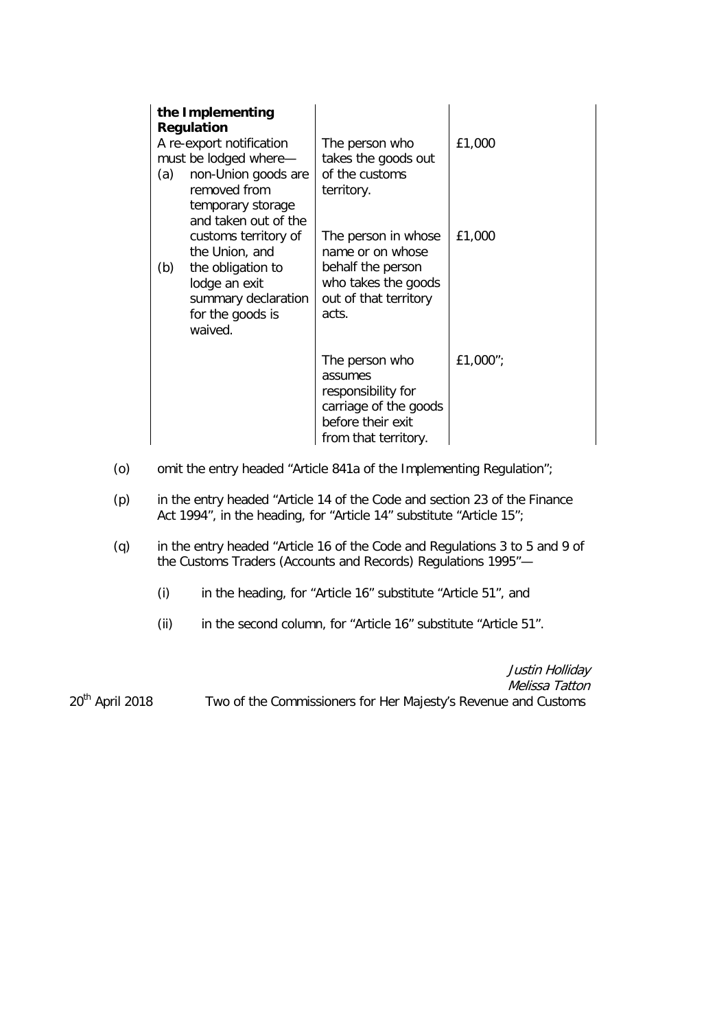| **the Implementing Regulation** | | |
|---|---|---|
| A re-export notification must be lodged where—<br>(a) non-Union goods are removed from temporary storage and taken out of the customs territory of the Union, and<br>(b) the obligation to lodge an exit summary declaration for the goods is waived. | The person who takes the goods out of the customs territory. | £1,000 |
| | The person in whose name or on whose behalf the person who takes the goods out of that territory acts. | £1,000 |
| | The person who assumes responsibility for carriage of the goods before their exit from that territory. | £1,000"; |

(o) omit the entry headed "Article 841a of the Implementing Regulation";

(p) in the entry headed "Article 14 of the Code and section 23 of the Finance Act 1994", in the heading, for "Article 14" substitute "Article 15";

(q) in the entry headed "Article 16 of the Code and Regulations 3 to 5 and 9 of the Customs Traders (Accounts and Records) Regulations 1995"—

(i) in the heading, for "Article 16" substitute "Article 51", and

(ii) in the second column, for "Article 16" substitute "Article 51".

*Justin Holliday*
*Melissa Tatton*

20th April 2018 Two of the Commissioners for Her Majesty's Revenue and Customs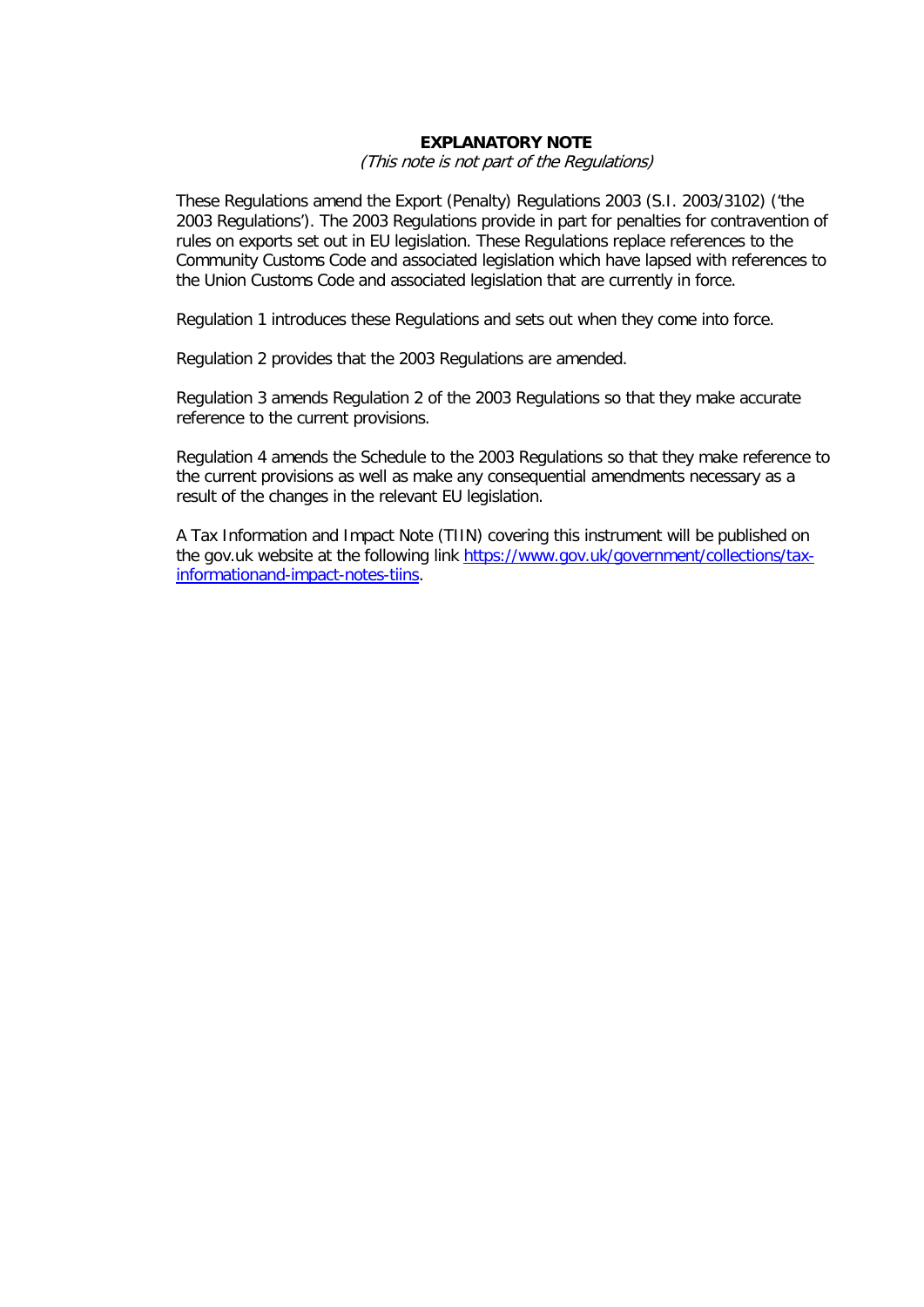**EXPLANATORY NOTE**

*(This note is not part of the Regulations)*

These Regulations amend the Export (Penalty) Regulations 2003 (S.I. 2003/3102) ('the 2003 Regulations'). The 2003 Regulations provide in part for penalties for contravention of rules on exports set out in EU legislation. These Regulations replace references to the Community Customs Code and associated legislation which have lapsed with references to the Union Customs Code and associated legislation that are currently in force.

Regulation 1 introduces these Regulations and sets out when they come into force.

Regulation 2 provides that the 2003 Regulations are amended.

Regulation 3 amends Regulation 2 of the 2003 Regulations so that they make accurate reference to the current provisions.

Regulation 4 amends the Schedule to the 2003 Regulations so that they make reference to the current provisions as well as make any consequential amendments necessary as a result of the changes in the relevant EU legislation.

A Tax Information and Impact Note (TIIN) covering this instrument will be published on the gov.uk website at the following link [https://www.gov.uk/government/collections/tax-informationand-impact-notes-tiins](https://www.gov.uk/government/collections/tax-informationand-impact-notes-tiins).